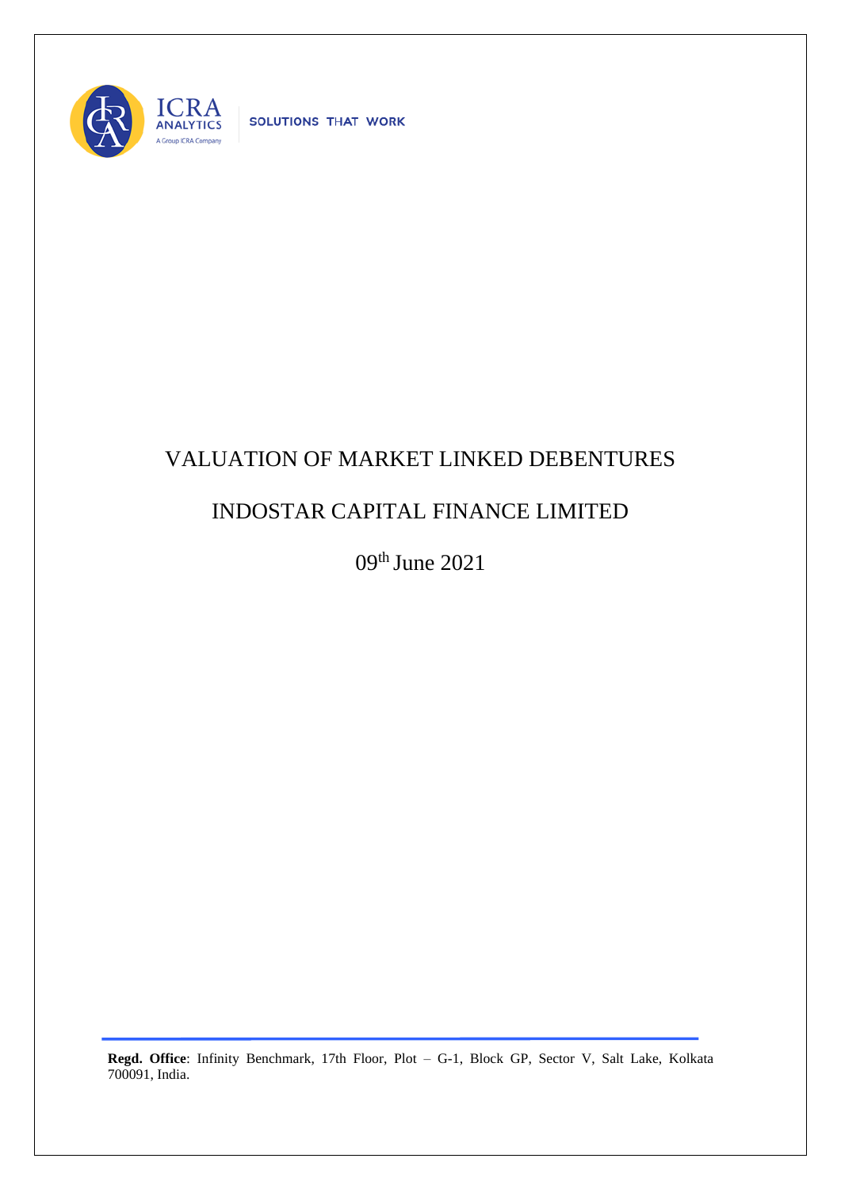ICRA ANALYTICS

A Group ICRA Company

SOLUTIONS THAT WORK

# VALUATION OF MARKET LINKED DEBENTURES

# INDOSTAR CAPITAL FINANCE LIMITED

09th June 2021

**Regd. Office**: Infinity Benchmark, 17th Floor, Plot – G-1, Block GP, Sector V, Salt Lake, Kolkata 700091, India.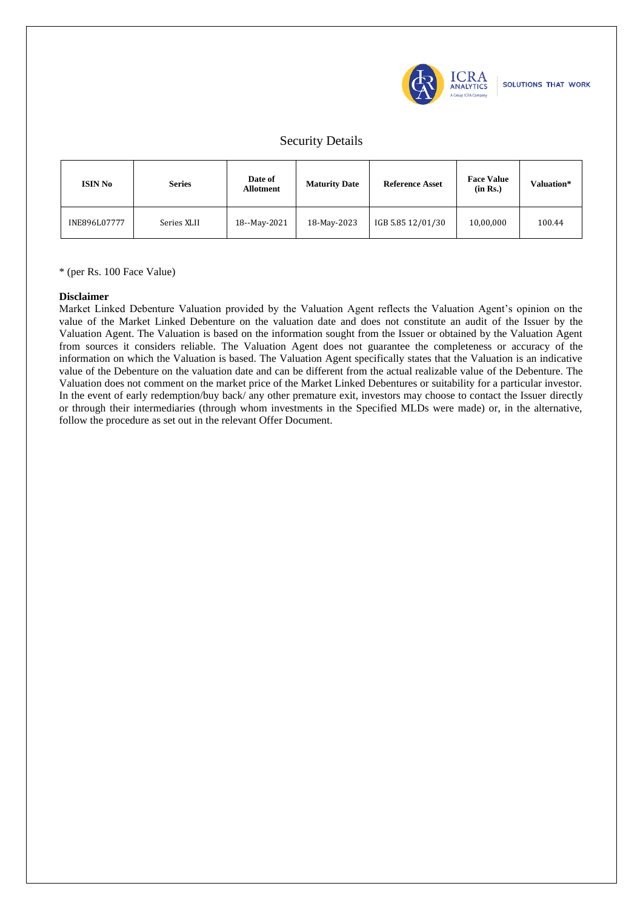## Security Details

| ISIN No | Series | Date of Allotment | Maturity Date | Reference Asset | Face Value (in Rs.) | Valuation* |
|---|---|---|---|---|---|---|
| INE896L07777 | Series XLII | 18--May-2021 | 18-May-2023 | IGB 5.85 12/01/30 | 10,00,000 | 100.44 |

* (per Rs. 100 Face Value)

**Disclaimer**

Market Linked Debenture Valuation provided by the Valuation Agent reflects the Valuation Agent's opinion on the value of the Market Linked Debenture on the valuation date and does not constitute an audit of the Issuer by the Valuation Agent. The Valuation is based on the information sought from the Issuer or obtained by the Valuation Agent from sources it considers reliable. The Valuation Agent does not guarantee the completeness or accuracy of the information on which the Valuation is based. The Valuation Agent specifically states that the Valuation is an indicative value of the Debenture on the valuation date and can be different from the actual realizable value of the Debenture. The Valuation does not comment on the market price of the Market Linked Debentures or suitability for a particular investor. In the event of early redemption/buy back/ any other premature exit, investors may choose to contact the Issuer directly or through their intermediaries (through whom investments in the Specified MLDs were made) or, in the alternative, follow the procedure as set out in the relevant Offer Document.